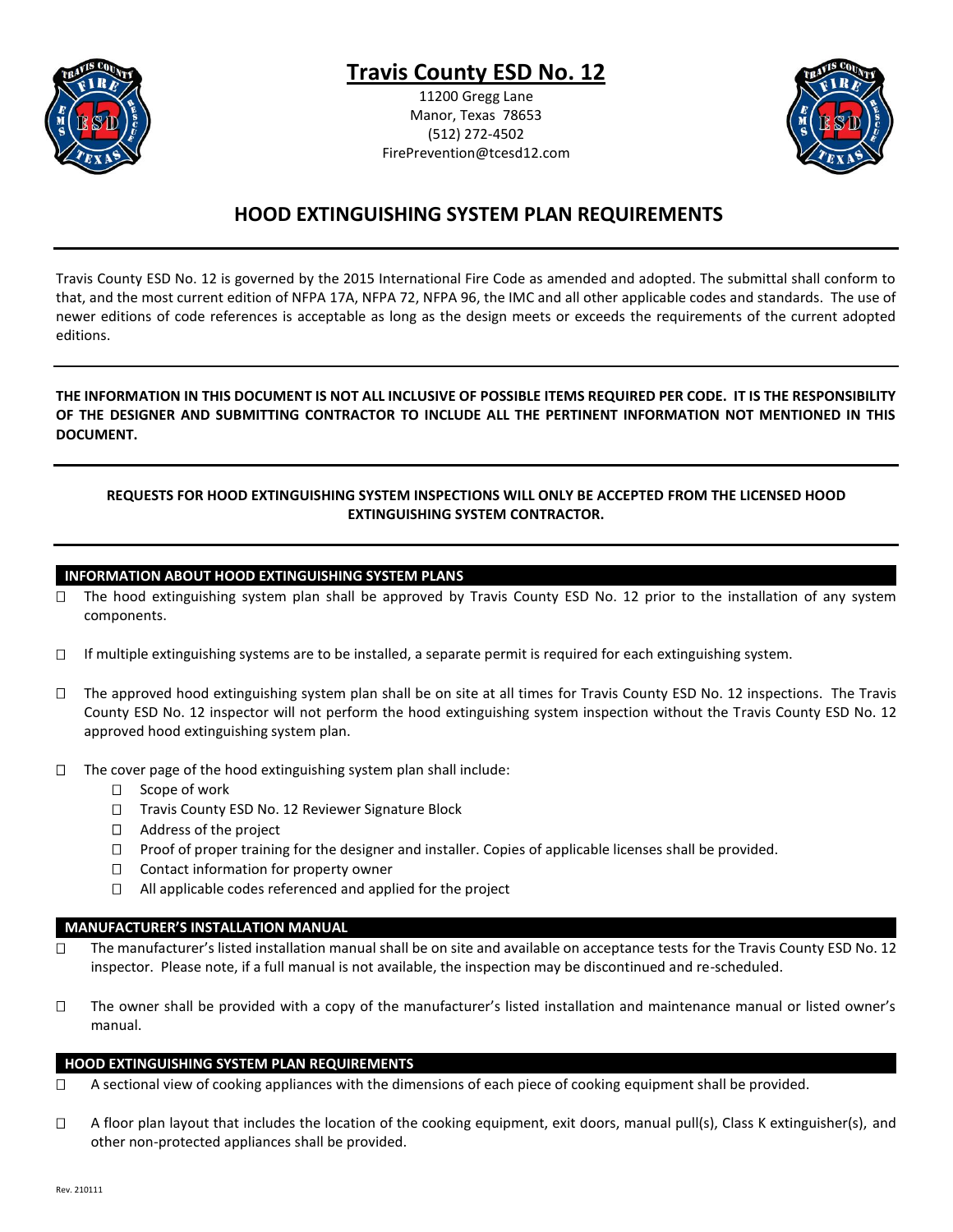# Travis County ESD No. 12

11200 Gregg Lane
Manor, Texas 78653
(512) 272-4502
FirePrevention@tcesd12.com

## HOOD EXTINGUISHING SYSTEM PLAN REQUIREMENTS

---

Travis County ESD No. 12 is governed by the 2015 International Fire Code as amended and adopted. The submittal shall conform to that, and the most current edition of NFPA 17A, NFPA 72, NFPA 96, the IMC and all other applicable codes and standards. The use of newer editions of code references is acceptable as long as the design meets or exceeds the requirements of the current adopted editions.

---

**THE INFORMATION IN THIS DOCUMENT IS NOT ALL INCLUSIVE OF POSSIBLE ITEMS REQUIRED PER CODE. IT IS THE RESPONSIBILITY OF THE DESIGNER AND SUBMITTING CONTRACTOR TO INCLUDE ALL THE PERTINENT INFORMATION NOT MENTIONED IN THIS DOCUMENT.**

---

**REQUESTS FOR HOOD EXTINGUISHING SYSTEM INSPECTIONS WILL ONLY BE ACCEPTED FROM THE LICENSED HOOD EXTINGUISHING SYSTEM CONTRACTOR.**

---

### INFORMATION ABOUT HOOD EXTINGUISHING SYSTEM PLANS

- ☐ The hood extinguishing system plan shall be approved by Travis County ESD No. 12 prior to the installation of any system components.
- ☐ If multiple extinguishing systems are to be installed, a separate permit is required for each extinguishing system.
- ☐ The approved hood extinguishing system plan shall be on site at all times for Travis County ESD No. 12 inspections. The Travis County ESD No. 12 inspector will not perform the hood extinguishing system inspection without the Travis County ESD No. 12 approved hood extinguishing system plan.
- ☐ The cover page of the hood extinguishing system plan shall include:
  - ☐ Scope of work
  - ☐ Travis County ESD No. 12 Reviewer Signature Block
  - ☐ Address of the project
  - ☐ Proof of proper training for the designer and installer. Copies of applicable licenses shall be provided.
  - ☐ Contact information for property owner
  - ☐ All applicable codes referenced and applied for the project

### MANUFACTURER'S INSTALLATION MANUAL

- ☐ The manufacturer's listed installation manual shall be on site and available on acceptance tests for the Travis County ESD No. 12 inspector. Please note, if a full manual is not available, the inspection may be discontinued and re-scheduled.
- ☐ The owner shall be provided with a copy of the manufacturer's listed installation and maintenance manual or listed owner's manual.

### HOOD EXTINGUISHING SYSTEM PLAN REQUIREMENTS

- ☐ A sectional view of cooking appliances with the dimensions of each piece of cooking equipment shall be provided.
- ☐ A floor plan layout that includes the location of the cooking equipment, exit doors, manual pull(s), Class K extinguisher(s), and other non-protected appliances shall be provided.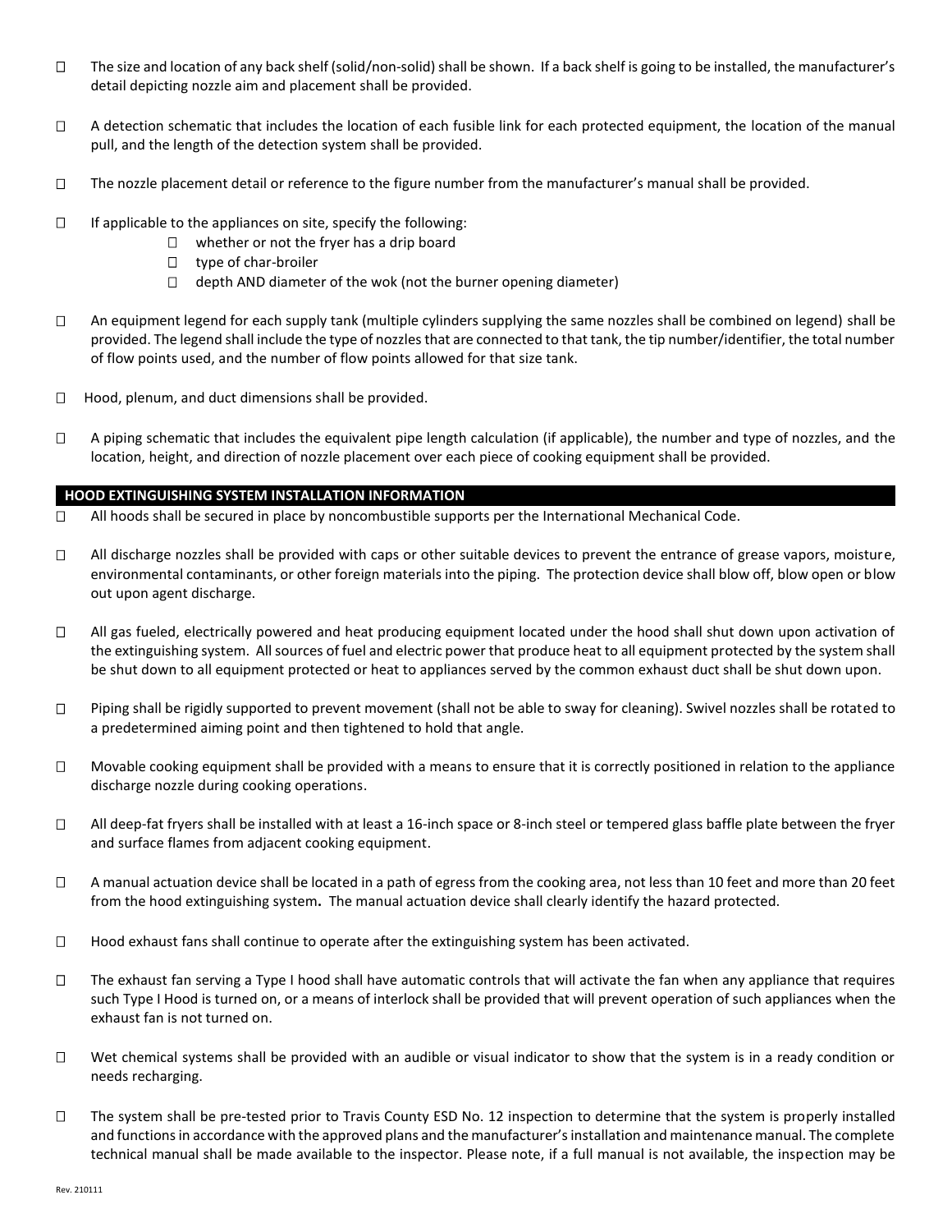- ☐ The size and location of any back shelf (solid/non-solid) shall be shown. If a back shelf is going to be installed, the manufacturer's detail depicting nozzle aim and placement shall be provided.

- ☐ A detection schematic that includes the location of each fusible link for each protected equipment, the location of the manual pull, and the length of the detection system shall be provided.

- ☐ The nozzle placement detail or reference to the figure number from the manufacturer's manual shall be provided.

- ☐ If applicable to the appliances on site, specify the following:
  - ☐ whether or not the fryer has a drip board
  - ☐ type of char-broiler
  - ☐ depth AND diameter of the wok (not the burner opening diameter)

- ☐ An equipment legend for each supply tank (multiple cylinders supplying the same nozzles shall be combined on legend) shall be provided. The legend shall include the type of nozzles that are connected to that tank, the tip number/identifier, the total number of flow points used, and the number of flow points allowed for that size tank.

- ☐ Hood, plenum, and duct dimensions shall be provided.

- ☐ A piping schematic that includes the equivalent pipe length calculation (if applicable), the number and type of nozzles, and the location, height, and direction of nozzle placement over each piece of cooking equipment shall be provided.

## HOOD EXTINGUISHING SYSTEM INSTALLATION INFORMATION

- ☐ All hoods shall be secured in place by noncombustible supports per the International Mechanical Code.

- ☐ All discharge nozzles shall be provided with caps or other suitable devices to prevent the entrance of grease vapors, moisture, environmental contaminants, or other foreign materials into the piping. The protection device shall blow off, blow open or blow out upon agent discharge.

- ☐ All gas fueled, electrically powered and heat producing equipment located under the hood shall shut down upon activation of the extinguishing system. All sources of fuel and electric power that produce heat to all equipment protected by the system shall be shut down to all equipment protected or heat to appliances served by the common exhaust duct shall be shut down upon.

- ☐ Piping shall be rigidly supported to prevent movement (shall not be able to sway for cleaning). Swivel nozzles shall be rotated to a predetermined aiming point and then tightened to hold that angle.

- ☐ Movable cooking equipment shall be provided with a means to ensure that it is correctly positioned in relation to the appliance discharge nozzle during cooking operations.

- ☐ All deep-fat fryers shall be installed with at least a 16-inch space or 8-inch steel or tempered glass baffle plate between the fryer and surface flames from adjacent cooking equipment.

- ☐ A manual actuation device shall be located in a path of egress from the cooking area, not less than 10 feet and more than 20 feet from the hood extinguishing system**.** The manual actuation device shall clearly identify the hazard protected.

- ☐ Hood exhaust fans shall continue to operate after the extinguishing system has been activated.

- ☐ The exhaust fan serving a Type I hood shall have automatic controls that will activate the fan when any appliance that requires such Type I Hood is turned on, or a means of interlock shall be provided that will prevent operation of such appliances when the exhaust fan is not turned on.

- ☐ Wet chemical systems shall be provided with an audible or visual indicator to show that the system is in a ready condition or needs recharging.

- ☐ The system shall be pre-tested prior to Travis County ESD No. 12 inspection to determine that the system is properly installed and functions in accordance with the approved plans and the manufacturer's installation and maintenance manual. The complete technical manual shall be made available to the inspector. Please note, if a full manual is not available, the inspection may be

Rev. 210111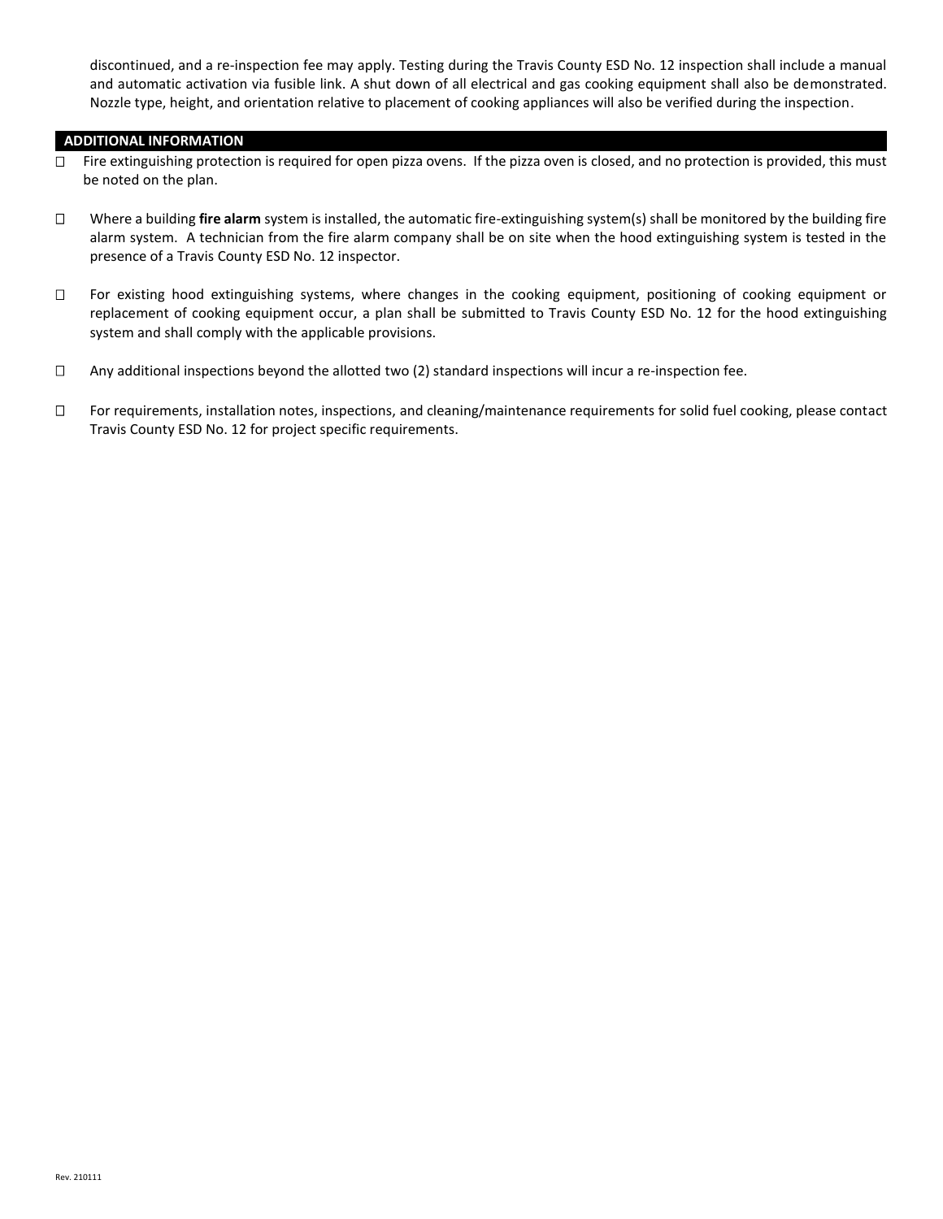discontinued, and a re-inspection fee may apply. Testing during the Travis County ESD No. 12 inspection shall include a manual and automatic activation via fusible link. A shut down of all electrical and gas cooking equipment shall also be demonstrated. Nozzle type, height, and orientation relative to placement of cooking appliances will also be verified during the inspection.

## ADDITIONAL INFORMATION

- ☐ Fire extinguishing protection is required for open pizza ovens. If the pizza oven is closed, and no protection is provided, this must be noted on the plan.

- ☐ Where a building **fire alarm** system is installed, the automatic fire-extinguishing system(s) shall be monitored by the building fire alarm system. A technician from the fire alarm company shall be on site when the hood extinguishing system is tested in the presence of a Travis County ESD No. 12 inspector.

- ☐ For existing hood extinguishing systems, where changes in the cooking equipment, positioning of cooking equipment or replacement of cooking equipment occur, a plan shall be submitted to Travis County ESD No. 12 for the hood extinguishing system and shall comply with the applicable provisions.

- ☐ Any additional inspections beyond the allotted two (2) standard inspections will incur a re-inspection fee.

- ☐ For requirements, installation notes, inspections, and cleaning/maintenance requirements for solid fuel cooking, please contact Travis County ESD No. 12 for project specific requirements.

Rev. 210111